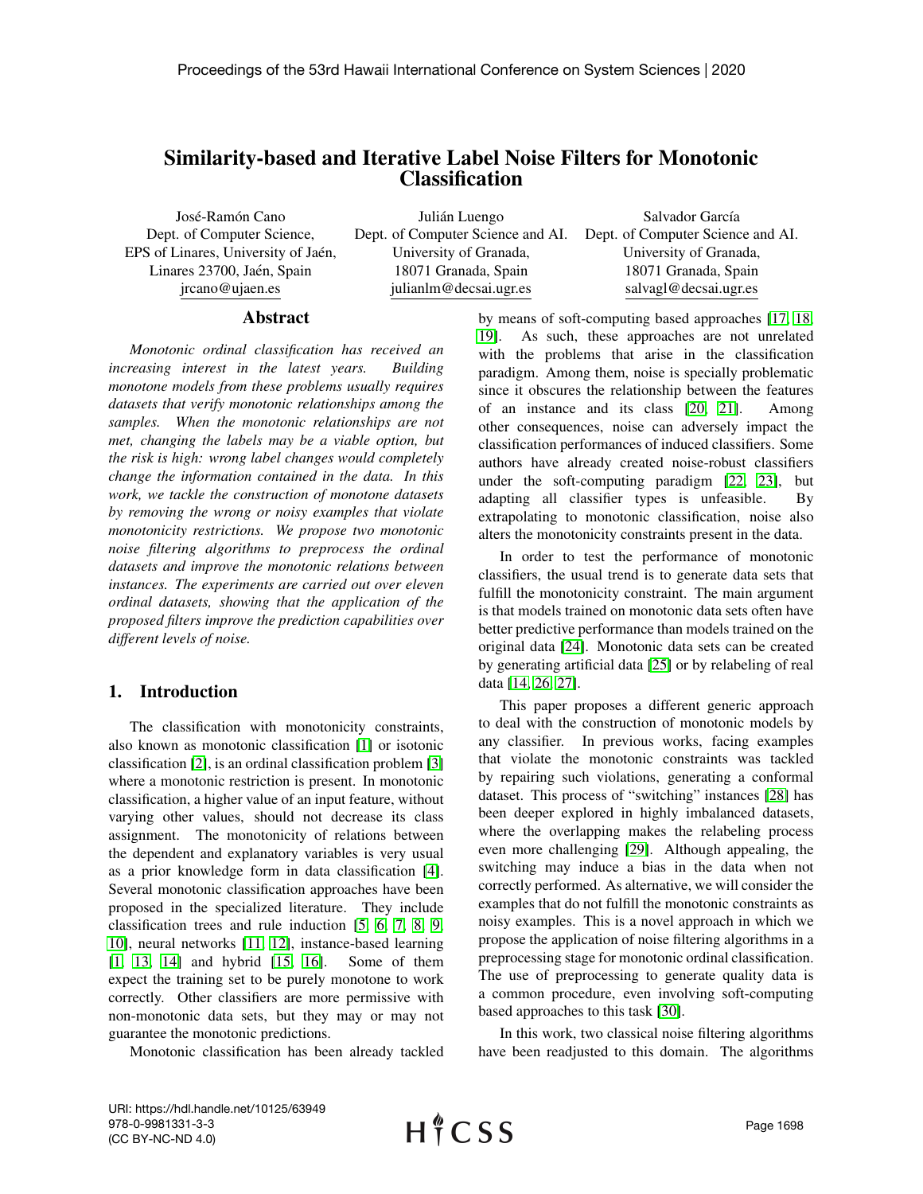# Similarity-based and Iterative Label Noise Filters for Monotonic Classification

José-Ramón Cano
Dept. of Computer Science,
EPS of Linares, University of Jaén,
Linares 23700, Jaén, Spain
jrcano@ujaen.es

Julián Luengo
Dept. of Computer Science and AI.
University of Granada,
18071 Granada, Spain
julianlm@decsai.ugr.es

Salvador García
Dept. of Computer Science and AI.
University of Granada,
18071 Granada, Spain
salvagl@decsai.ugr.es

## Abstract

*Monotonic ordinal classification has received an increasing interest in the latest years. Building monotone models from these problems usually requires datasets that verify monotonic relationships among the samples. When the monotonic relationships are not met, changing the labels may be a viable option, but the risk is high: wrong label changes would completely change the information contained in the data. In this work, we tackle the construction of monotone datasets by removing the wrong or noisy examples that violate monotonicity restrictions. We propose two monotonic noise filtering algorithms to preprocess the ordinal datasets and improve the monotonic relations between instances. The experiments are carried out over eleven ordinal datasets, showing that the application of the proposed filters improve the prediction capabilities over different levels of noise.*

## 1. Introduction

The classification with monotonicity constraints, also known as monotonic classification [1] or isotonic classification [2], is an ordinal classification problem [3] where a monotonic restriction is present. In monotonic classification, a higher value of an input feature, without varying other values, should not decrease its class assignment. The monotonicity of relations between the dependent and explanatory variables is very usual as a prior knowledge form in data classification [4]. Several monotonic classification approaches have been proposed in the specialized literature. They include classification trees and rule induction [5, 6, 7, 8, 9, 10], neural networks [11, 12], instance-based learning [1, 13, 14] and hybrid [15, 16]. Some of them expect the training set to be purely monotone to work correctly. Other classifiers are more permissive with non-monotonic data sets, but they may or may not guarantee the monotonic predictions.

Monotonic classification has been already tackled by means of soft-computing based approaches [17, 18, 19]. As such, these approaches are not unrelated with the problems that arise in the classification paradigm. Among them, noise is specially problematic since it obscures the relationship between the features of an instance and its class [20, 21]. Among other consequences, noise can adversely impact the classification performances of induced classifiers. Some authors have already created noise-robust classifiers under the soft-computing paradigm [22, 23], but adapting all classifier types is unfeasible. By extrapolating to monotonic classification, noise also alters the monotonicity constraints present in the data.

In order to test the performance of monotonic classifiers, the usual trend is to generate data sets that fulfill the monotonicity constraint. The main argument is that models trained on monotonic data sets often have better predictive performance than models trained on the original data [24]. Monotonic data sets can be created by generating artificial data [25] or by relabeling of real data [14, 26, 27].

This paper proposes a different generic approach to deal with the construction of monotonic models by any classifier. In previous works, facing examples that violate the monotonic constraints was tackled by repairing such violations, generating a conformal dataset. This process of "switching" instances [28] has been deeper explored in highly imbalanced datasets, where the overlapping makes the relabeling process even more challenging [29]. Although appealing, the switching may induce a bias in the data when not correctly performed. As alternative, we will consider the examples that do not fulfill the monotonic constraints as noisy examples. This is a novel approach in which we propose the application of noise filtering algorithms in a preprocessing stage for monotonic ordinal classification. The use of preprocessing to generate quality data is a common procedure, even involving soft-computing based approaches to this task [30].

In this work, two classical noise filtering algorithms have been readjusted to this domain. The algorithms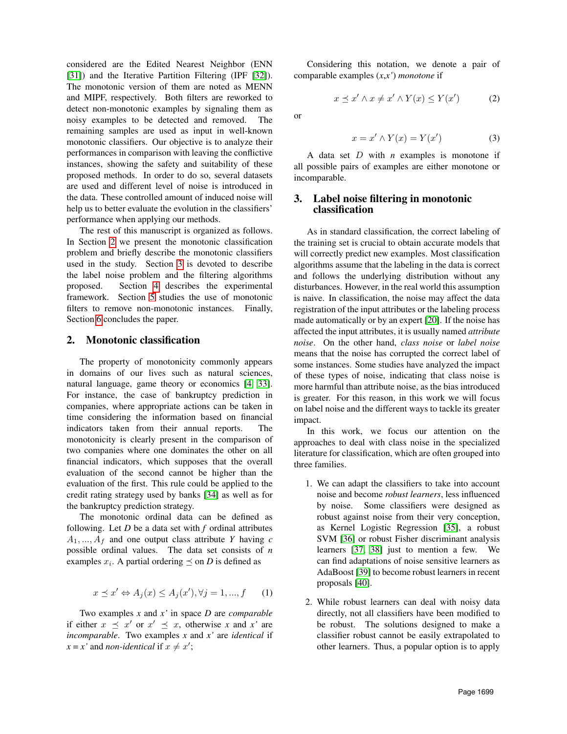considered are the Edited Nearest Neighbor (ENN [31]) and the Iterative Partition Filtering (IPF [32]). The monotonic version of them are noted as MENN and MIPF, respectively. Both filters are reworked to detect non-monotonic examples by signaling them as noisy examples to be detected and removed. The remaining samples are used as input in well-known monotonic classifiers. Our objective is to analyze their performances in comparison with leaving the conflictive instances, showing the safety and suitability of these proposed methods. In order to do so, several datasets are used and different level of noise is introduced in the data. These controlled amount of induced noise will help us to better evaluate the evolution in the classifiers' performance when applying our methods.

The rest of this manuscript is organized as follows. In Section 2 we present the monotonic classification problem and briefly describe the monotonic classifiers used in the study. Section 3 is devoted to describe the label noise problem and the filtering algorithms proposed. Section 4 describes the experimental framework. Section 5 studies the use of monotonic filters to remove non-monotonic instances. Finally, Section 6 concludes the paper.

## 2. Monotonic classification

The property of monotonicity commonly appears in domains of our lives such as natural sciences, natural language, game theory or economics [4, 33]. For instance, the case of bankruptcy prediction in companies, where appropriate actions can be taken in time considering the information based on financial indicators taken from their annual reports. The monotonicity is clearly present in the comparison of two companies where one dominates the other on all financial indicators, which supposes that the overall evaluation of the second cannot be higher than the evaluation of the first. This rule could be applied to the credit rating strategy used by banks [34] as well as for the bankruptcy prediction strategy.

The monotonic ordinal data can be defined as following. Let *D* be a data set with *f* ordinal attributes $A_1, ..., A_f$ and one output class attribute *Y* having *c* possible ordinal values. The data set consists of *n* examples $x_i$. A partial ordering $\preceq$ on *D* is defined as

$$x \preceq x' \Leftrightarrow A_j(x) \leq A_j(x'), \forall j = 1, ..., f \qquad (1)$$

Two examples *x* and *x'* in space *D* are *comparable* if either $x \preceq x'$ or $x' \preceq x$, otherwise *x* and *x'* are *incomparable*. Two examples *x* and *x'* are *identical* if $x = x'$ and *non-identical* if $x \neq x'$;

Considering this notation, we denote a pair of comparable examples (*x*,*x'*) *monotone* if

$$x \preceq x' \land x \neq x' \land Y(x) \leq Y(x') \qquad (2)$$

or

$$x = x' \land Y(x) = Y(x') \qquad (3)$$

A data set $D$ with *n* examples is monotone if all possible pairs of examples are either monotone or incomparable.

## 3. Label noise filtering in monotonic classification

As in standard classification, the correct labeling of the training set is crucial to obtain accurate models that will correctly predict new examples. Most classification algorithms assume that the labeling in the data is correct and follows the underlying distribution without any disturbances. However, in the real world this assumption is naive. In classification, the noise may affect the data registration of the input attributes or the labeling process made automatically or by an expert [20]. If the noise has affected the input attributes, it is usually named *attribute noise*. On the other hand, *class noise* or *label noise* means that the noise has corrupted the correct label of some instances. Some studies have analyzed the impact of these types of noise, indicating that class noise is more harmful than attribute noise, as the bias introduced is greater. For this reason, in this work we will focus on label noise and the different ways to tackle its greater impact.

In this work, we focus our attention on the approaches to deal with class noise in the specialized literature for classification, which are often grouped into three families.

1. We can adapt the classifiers to take into account noise and become *robust learners*, less influenced by noise. Some classifiers were designed as robust against noise from their very conception, as Kernel Logistic Regression [35], a robust SVM [36] or robust Fisher discriminant analysis learners [37, 38] just to mention a few. We can find adaptations of noise sensitive learners as AdaBoost [39] to become robust learners in recent proposals [40].

2. While robust learners can deal with noisy data directly, not all classifiers have been modified to be robust. The solutions designed to make a classifier robust cannot be easily extrapolated to other learners. Thus, a popular option is to apply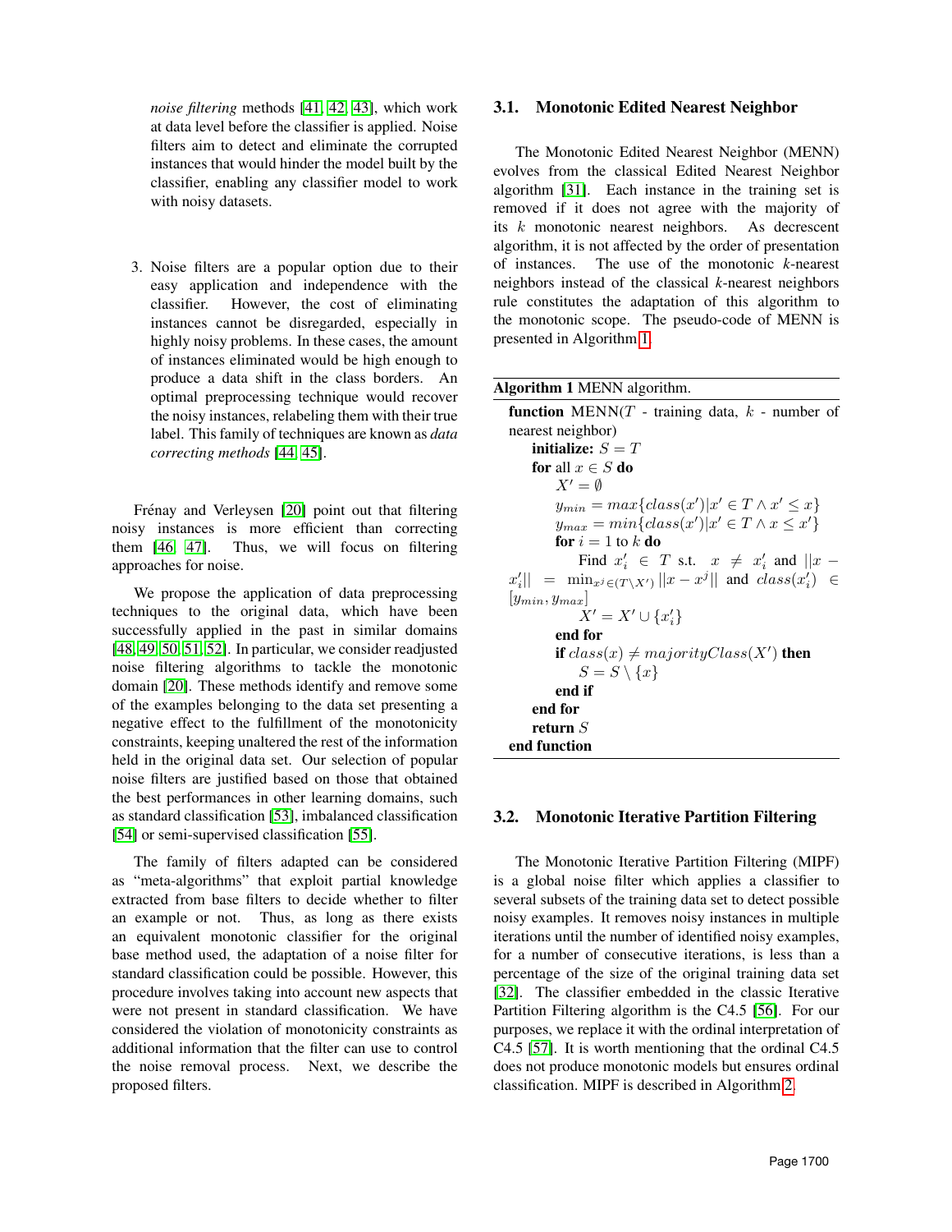*noise filtering* methods [41, 42, 43], which work at data level before the classifier is applied. Noise filters aim to detect and eliminate the corrupted instances that would hinder the model built by the classifier, enabling any classifier model to work with noisy datasets.

3. Noise filters are a popular option due to their easy application and independence with the classifier. However, the cost of eliminating instances cannot be disregarded, especially in highly noisy problems. In these cases, the amount of instances eliminated would be high enough to produce a data shift in the class borders. An optimal preprocessing technique would recover the noisy instances, relabeling them with their true label. This family of techniques are known as *data correcting methods* [44, 45].

Frénay and Verleysen [20] point out that filtering noisy instances is more efficient than correcting them [46, 47]. Thus, we will focus on filtering approaches for noise.

We propose the application of data preprocessing techniques to the original data, which have been successfully applied in the past in similar domains [48, 49, 50, 51, 52]. In particular, we consider readjusted noise filtering algorithms to tackle the monotonic domain [20]. These methods identify and remove some of the examples belonging to the data set presenting a negative effect to the fulfillment of the monotonicity constraints, keeping unaltered the rest of the information held in the original data set. Our selection of popular noise filters are justified based on those that obtained the best performances in other learning domains, such as standard classification [53], imbalanced classification [54] or semi-supervised classification [55].

The family of filters adapted can be considered as "meta-algorithms" that exploit partial knowledge extracted from base filters to decide whether to filter an example or not. Thus, as long as there exists an equivalent monotonic classifier for the original base method used, the adaptation of a noise filter for standard classification could be possible. However, this procedure involves taking into account new aspects that were not present in standard classification. We have considered the violation of monotonicity constraints as additional information that the filter can use to control the noise removal process. Next, we describe the proposed filters.

### 3.1. Monotonic Edited Nearest Neighbor

The Monotonic Edited Nearest Neighbor (MENN) evolves from the classical Edited Nearest Neighbor algorithm [31]. Each instance in the training set is removed if it does not agree with the majority of its $k$ monotonic nearest neighbors. As decrescent algorithm, it is not affected by the order of presentation of instances. The use of the monotonic $k$-nearest neighbors instead of the classical $k$-nearest neighbors rule constitutes the adaptation of this algorithm to the monotonic scope. The pseudo-code of MENN is presented in Algorithm 1.

**Algorithm 1** MENN algorithm.

**function** MENN($T$ - training data, $k$ - number of nearest neighbor)
  **initialize:** $S = T$
  **for** all $x \in S$ **do**
    $X' = \emptyset$
    $y_{min} = max\{class(x') | x' \in T \wedge x' \leq x\}$
    $y_{max} = min\{class(x') | x' \in T \wedge x \leq x'\}$
    **for** $i = 1$ to $k$ **do**
      Find $x'_i \in T$ s.t. $x \neq x'_i$ and $||x - x'_i|| = \min_{x^j \in (T \setminus X')} ||x - x^j||$ and $class(x'_i) \in [y_{min}, y_{max}]$
      $X' = X' \cup \{x'_i\}$
    **end for**
    **if** $class(x) \neq majorityClass(X')$ **then**
      $S = S \setminus \{x\}$
    **end if**
  **end for**
  **return** $S$
**end function**

### 3.2. Monotonic Iterative Partition Filtering

The Monotonic Iterative Partition Filtering (MIPF) is a global noise filter which applies a classifier to several subsets of the training data set to detect possible noisy examples. It removes noisy instances in multiple iterations until the number of identified noisy examples, for a number of consecutive iterations, is less than a percentage of the size of the original training data set [32]. The classifier embedded in the classic Iterative Partition Filtering algorithm is the C4.5 [56]. For our purposes, we replace it with the ordinal interpretation of C4.5 [57]. It is worth mentioning that the ordinal C4.5 does not produce monotonic models but ensures ordinal classification. MIPF is described in Algorithm 2.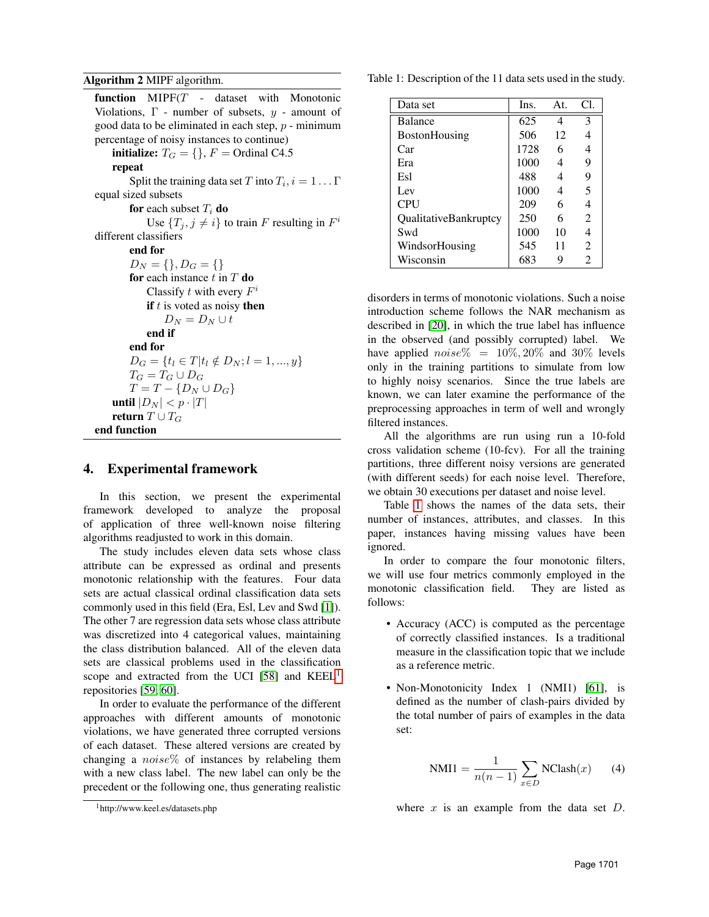**Algorithm 2** MIPF algorithm.

```
function MIPF(T - dataset with Monotonic Violations, Γ - number of subsets, y - amount of good data to be eliminated in each step, p - minimum percentage of noisy instances to continue)
    initialize: T_G = {}, F = Ordinal C4.5
    repeat
        Split the training data set T into T_i, i = 1...Γ equal sized subsets
        for each subset T_i do
            Use {T_j, j ≠ i} to train F resulting in F^i different classifiers
        end for
        D_N = {}, D_G = {}
        for each instance t in T do
            Classify t with every F^i
            if t is voted as noisy then
                D_N = D_N ∪ t
            end if
        end for
        D_G = {t_l ∈ T | t_l ∉ D_N; l = 1, ..., y}
        T_G = T_G ∪ D_G
        T = T − {D_N ∪ D_G}
    until |D_N| < p · |T|
    return T ∪ T_G
end function
```

## 4. Experimental framework

In this section, we present the experimental framework developed to analyze the proposal of application of three well-known noise filtering algorithms readjusted to work in this domain.

The study includes eleven data sets whose class attribute can be expressed as ordinal and presents monotonic relationship with the features. Four data sets are actual classical ordinal classification data sets commonly used in this field (Era, Esl, Lev and Swd [1]). The other 7 are regression data sets whose class attribute was discretized into 4 categorical values, maintaining the class distribution balanced. All of the eleven data sets are classical problems used in the classification scope and extracted from the UCI [58] and KEEL[1] repositories [59, 60].

In order to evaluate the performance of the different approaches with different amounts of monotonic violations, we have generated three corrupted versions of each dataset. These altered versions are created by changing a $noise\%$ of instances by relabeling them with a new class label. The new label can only be the precedent or the following one, thus generating realistic disorders in terms of monotonic violations. Such a noise introduction scheme follows the NAR mechanism as described in [20], in which the true label has influence in the observed (and possibly corrupted) label. We have applied $noise\% = 10\%, 20\%$ and $30\%$ levels only in the training partitions to simulate from low to highly noisy scenarios. Since the true labels are known, we can later examine the performance of the preprocessing approaches in term of well and wrongly filtered instances.

[1] http://www.keel.es/datasets.php

Table 1: Description of the 11 data sets used in the study.

| Data set | Ins. | At. | Cl. |
|---|---|---|---|
| Balance | 625 | 4 | 3 |
| BostonHousing | 506 | 12 | 4 |
| Car | 1728 | 6 | 4 |
| Era | 1000 | 4 | 9 |
| Esl | 488 | 4 | 9 |
| Lev | 1000 | 4 | 5 |
| CPU | 209 | 6 | 4 |
| QualitativeBankruptcy | 250 | 6 | 2 |
| Swd | 1000 | 10 | 4 |
| WindsorHousing | 545 | 11 | 2 |
| Wisconsin | 683 | 9 | 2 |

All the algorithms are run using run a 10-fold cross validation scheme (10-fcv). For all the training partitions, three different noisy versions are generated (with different seeds) for each noise level. Therefore, we obtain 30 executions per dataset and noise level.

Table 1 shows the names of the data sets, their number of instances, attributes, and classes. In this paper, instances having missing values have been ignored.

In order to compare the four monotonic filters, we will use four metrics commonly employed in the monotonic classification field. They are listed as follows:

- Accuracy (ACC) is computed as the percentage of correctly classified instances. Is a traditional measure in the classification topic that we include as a reference metric.
- Non-Monotonicity Index 1 (NMI1) [61], is defined as the number of clash-pairs divided by the total number of pairs of examples in the data set:

$$\text{NMI1} = \frac{1}{n(n-1)} \sum_{x \in D} \text{NClash}(x) \quad (4)$$

where $x$ is an example from the data set $D$.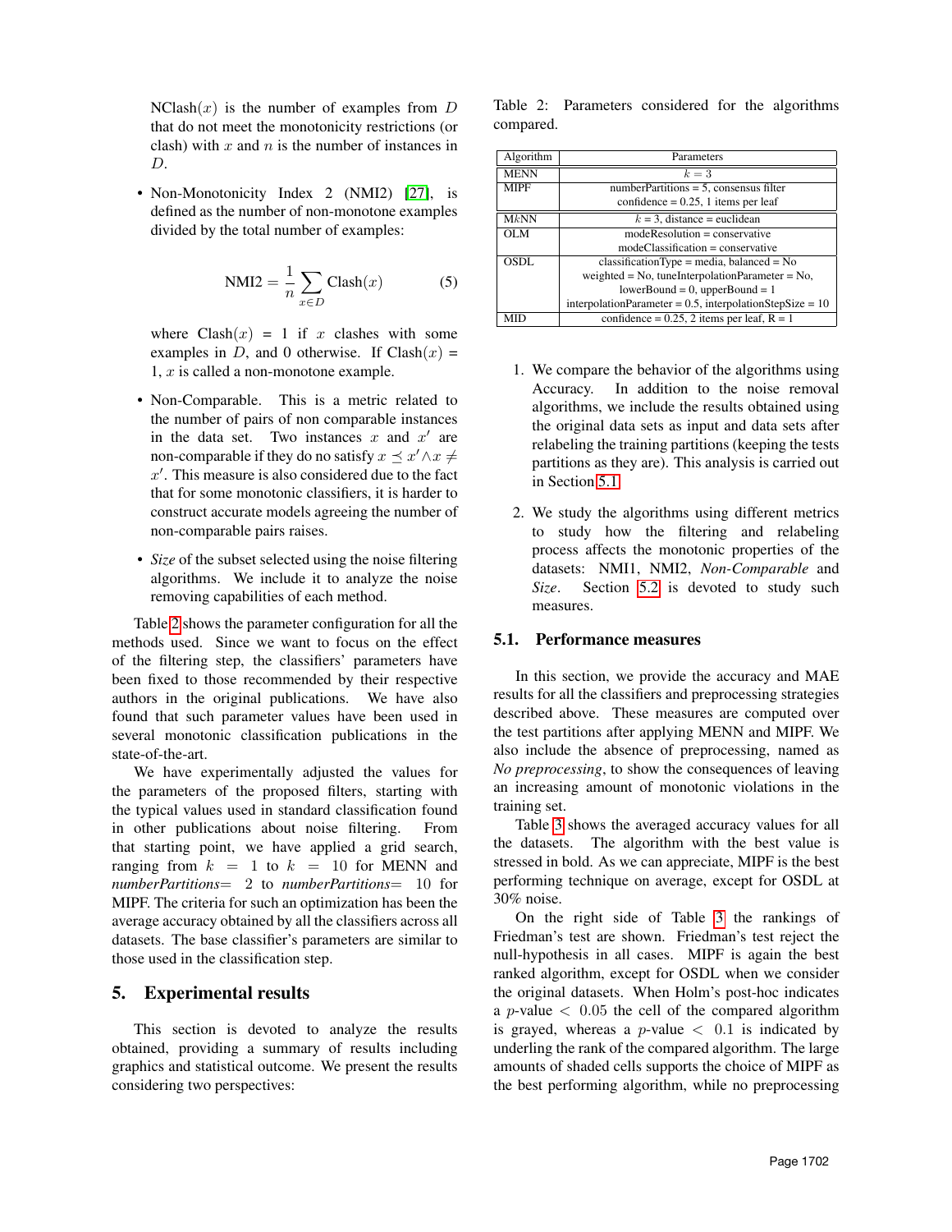NClash($x$) is the number of examples from $D$ that do not meet the monotonicity restrictions (or clash) with $x$ and $n$ is the number of instances in $D$.

- Non-Monotonicity Index 2 (NMI2) [27], is defined as the number of non-monotone examples divided by the total number of examples:

$$\text{NMI2} = \frac{1}{n} \sum_{x \in D} \text{Clash}(x) \quad (5)$$

where $\text{Clash}(x) = 1$ if $x$ clashes with some examples in $D$, and 0 otherwise. If $\text{Clash}(x) = 1$, $x$ is called a non-monotone example.

- Non-Comparable. This is a metric related to the number of pairs of non comparable instances in the data set. Two instances $x$ and $x'$ are non-comparable if they do no satisfy $x \preceq x' \wedge x \neq x'$. This measure is also considered due to the fact that for some monotonic classifiers, it is harder to construct accurate models agreeing the number of non-comparable pairs raises.

- *Size* of the subset selected using the noise filtering algorithms. We include it to analyze the noise removing capabilities of each method.

Table 2 shows the parameter configuration for all the methods used. Since we want to focus on the effect of the filtering step, the classifiers' parameters have been fixed to those recommended by their respective authors in the original publications. We have also found that such parameter values have been used in several monotonic classification publications in the state-of-the-art.

We have experimentally adjusted the values for the parameters of the proposed filters, starting with the typical values used in standard classification found in other publications about noise filtering. From that starting point, we have applied a grid search, ranging from $k = 1$ to $k = 10$ for MENN and *numberPartitions*$=2$ to *numberPartitions*$=10$ for MIPF. The criteria for such an optimization has been the average accuracy obtained by all the classifiers across all datasets. The base classifier's parameters are similar to those used in the classification step.

## 5. Experimental results

This section is devoted to analyze the results obtained, providing a summary of results including graphics and statistical outcome. We present the results considering two perspectives:

Table 2: Parameters considered for the algorithms compared.

| Algorithm | Parameters |
|---|---|
| MENN | $k = 3$ |
| MIPF | numberPartitions = 5, consensus filter<br>confidence = 0.25, 1 items per leaf |
| M$k$NN | $k = 3$, distance = euclidean |
| OLM | modeResolution = conservative<br>modeClassification = conservative |
| OSDL | classificationType = media, balanced = No<br>weighted = No, tuneInterpolationParameter = No,<br>lowerBound = 0, upperBound = 1<br>interpolationParameter = 0.5, interpolationStepSize = 10 |
| MID | confidence = 0.25, 2 items per leaf, R = 1 |

1. We compare the behavior of the algorithms using Accuracy. In addition to the noise removal algorithms, we include the results obtained using the original data sets as input and data sets after relabeling the training partitions (keeping the tests partitions as they are). This analysis is carried out in Section 5.1

2. We study the algorithms using different metrics to study how the filtering and relabeling process affects the monotonic properties of the datasets: NMI1, NMI2, *Non-Comparable* and *Size*. Section 5.2 is devoted to study such measures.

### 5.1. Performance measures

In this section, we provide the accuracy and MAE results for all the classifiers and preprocessing strategies described above. These measures are computed over the test partitions after applying MENN and MIPF. We also include the absence of preprocessing, named as *No preprocessing*, to show the consequences of leaving an increasing amount of monotonic violations in the training set.

Table 3 shows the averaged accuracy values for all the datasets. The algorithm with the best value is stressed in bold. As we can appreciate, MIPF is the best performing technique on average, except for OSDL at 30% noise.

On the right side of Table 3 the rankings of Friedman's test are shown. Friedman's test reject the null-hypothesis in all cases. MIPF is again the best ranked algorithm, except for OSDL when we consider the original datasets. When Holm's post-hoc indicates a $p$-value $< 0.05$ the cell of the compared algorithm is grayed, whereas a $p$-value $< 0.1$ is indicated by underling the rank of the compared algorithm. The large amounts of shaded cells supports the choice of MIPF as the best performing algorithm, while no preprocessing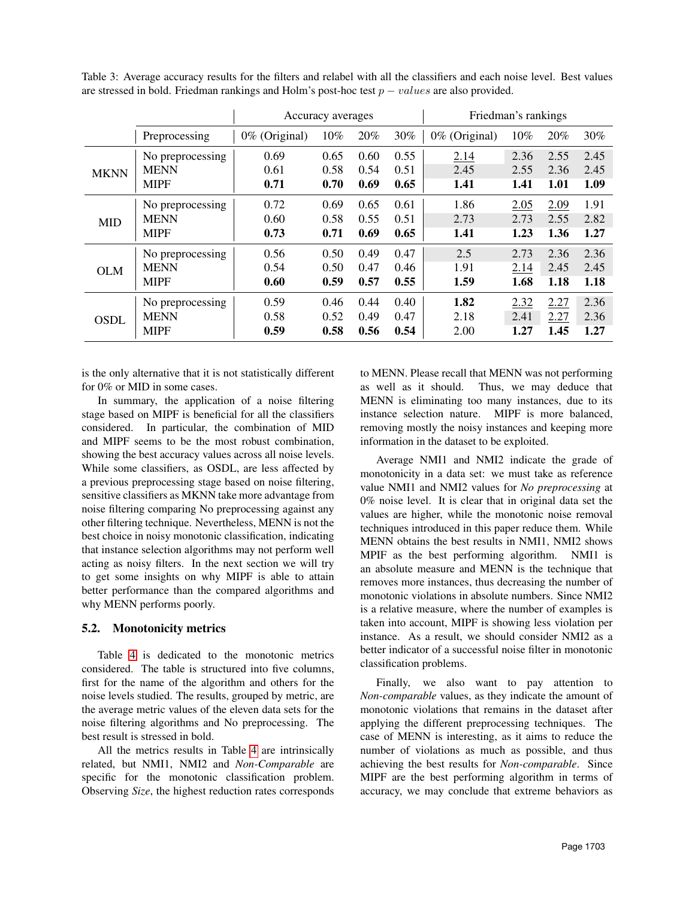Table 3: Average accuracy results for the filters and relabel with all the classifiers and each noise level. Best values are stressed in bold. Friedman rankings and Holm's post-hoc test $p-values$ are also provided.

| | | Accuracy averages | | | | Friedman's rankings | | | |
|---|---|---|---|---|---|---|---|---|---|
| | Preprocessing | 0% (Original) | 10% | 20% | 30% | 0% (Original) | 10% | 20% | 30% |
| MKNN | No preprocessing | 0.69 | 0.65 | 0.60 | 0.55 | 2.14 | 2.36 | 2.55 | 2.45 |
| | MENN | 0.61 | 0.58 | 0.54 | 0.51 | 2.45 | 2.55 | 2.36 | 2.45 |
| | MIPF | **0.71** | **0.70** | **0.69** | **0.65** | **1.41** | **1.41** | **1.01** | **1.09** |
| MID | No preprocessing | 0.72 | 0.69 | 0.65 | 0.61 | 1.86 | 2.05 | 2.09 | 1.91 |
| | MENN | 0.60 | 0.58 | 0.55 | 0.51 | 2.73 | 2.73 | 2.55 | 2.82 |
| | MIPF | **0.73** | **0.71** | **0.69** | **0.65** | **1.41** | **1.23** | **1.36** | **1.27** |
| OLM | No preprocessing | 0.56 | 0.50 | 0.49 | 0.47 | 2.5 | 2.73 | 2.36 | 2.36 |
| | MENN | 0.54 | 0.50 | 0.47 | 0.46 | 1.91 | 2.14 | 2.45 | 2.45 |
| | MIPF | **0.60** | **0.59** | **0.57** | **0.55** | **1.59** | **1.68** | **1.18** | **1.18** |
| OSDL | No preprocessing | 0.59 | 0.46 | 0.44 | 0.40 | **1.82** | 2.32 | 2.27 | 2.36 |
| | MENN | 0.58 | 0.52 | 0.49 | 0.47 | 2.18 | 2.41 | 2.27 | 2.36 |
| | MIPF | **0.59** | **0.58** | **0.56** | **0.54** | 2.00 | **1.27** | **1.45** | **1.27** |

is the only alternative that it is not statistically different for 0% or MID in some cases.

In summary, the application of a noise filtering stage based on MIPF is beneficial for all the classifiers considered. In particular, the combination of MID and MIPF seems to be the most robust combination, showing the best accuracy values across all noise levels. While some classifiers, as OSDL, are less affected by a previous preprocessing stage based on noise filtering, sensitive classifiers as MKNN take more advantage from noise filtering comparing No preprocessing against any other filtering technique. Nevertheless, MENN is not the best choice in noisy monotonic classification, indicating that instance selection algorithms may not perform well acting as noisy filters. In the next section we will try to get some insights on why MIPF is able to attain better performance than the compared algorithms and why MENN performs poorly.

## 5.2. Monotonicity metrics

Table 4 is dedicated to the monotonic metrics considered. The table is structured into five columns, first for the name of the algorithm and others for the noise levels studied. The results, grouped by metric, are the average metric values of the eleven data sets for the noise filtering algorithms and No preprocessing. The best result is stressed in bold.

All the metrics results in Table 4 are intrinsically related, but NMI1, NMI2 and *Non-Comparable* are specific for the monotonic classification problem. Observing *Size*, the highest reduction rates corresponds to MENN. Please recall that MENN was not performing as well as it should. Thus, we may deduce that MENN is eliminating too many instances, due to its instance selection nature. MIPF is more balanced, removing mostly the noisy instances and keeping more information in the dataset to be exploited.

Average NMI1 and NMI2 indicate the grade of monotonicity in a data set: we must take as reference value NMI1 and NMI2 values for *No preprocessing* at 0% noise level. It is clear that in original data set the values are higher, while the monotonic noise removal techniques introduced in this paper reduce them. While MENN obtains the best results in NMI1, NMI2 shows MPIF as the best performing algorithm. NMI1 is an absolute measure and MENN is the technique that removes more instances, thus decreasing the number of monotonic violations in absolute numbers. Since NMI2 is a relative measure, where the number of examples is taken into account, MIPF is showing less violation per instance. As a result, we should consider NMI2 as a better indicator of a successful noise filter in monotonic classification problems.

Finally, we also want to pay attention to *Non-comparable* values, as they indicate the amount of monotonic violations that remains in the dataset after applying the different preprocessing techniques. The case of MENN is interesting, as it aims to reduce the number of violations as much as possible, and thus achieving the best results for *Non-comparable*. Since MIPF are the best performing algorithm in terms of accuracy, we may conclude that extreme behaviors as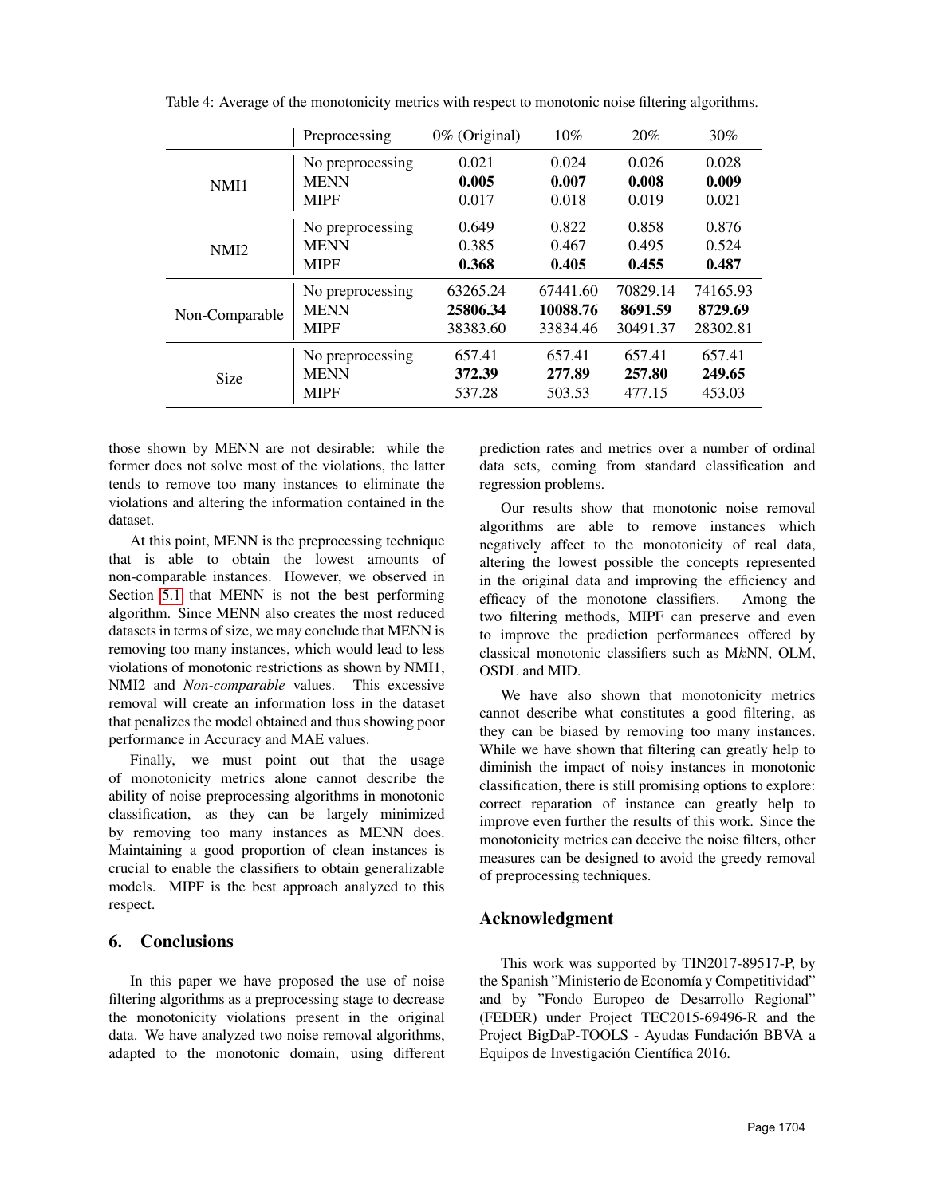Table 4: Average of the monotonicity metrics with respect to monotonic noise filtering algorithms.

| | Preprocessing | 0% (Original) | 10% | 20% | 30% |
|---|---|---|---|---|---|
| NMI1 | No preprocessing | 0.021 | 0.024 | 0.026 | 0.028 |
| | MENN | **0.005** | **0.007** | **0.008** | **0.009** |
| | MIPF | 0.017 | 0.018 | 0.019 | 0.021 |
| NMI2 | No preprocessing | 0.649 | 0.822 | 0.858 | 0.876 |
| | MENN | 0.385 | 0.467 | 0.495 | 0.524 |
| | MIPF | **0.368** | **0.405** | **0.455** | **0.487** |
| Non-Comparable | No preprocessing | 63265.24 | 67441.60 | 70829.14 | 74165.93 |
| | MENN | **25806.34** | **10088.76** | **8691.59** | **8729.69** |
| | MIPF | 38383.60 | 33834.46 | 30491.37 | 28302.81 |
| Size | No preprocessing | 657.41 | 657.41 | 657.41 | 657.41 |
| | MENN | **372.39** | **277.89** | **257.80** | **249.65** |
| | MIPF | 537.28 | 503.53 | 477.15 | 453.03 |

those shown by MENN are not desirable: while the former does not solve most of the violations, the latter tends to remove too many instances to eliminate the violations and altering the information contained in the dataset.

At this point, MENN is the preprocessing technique that is able to obtain the lowest amounts of non-comparable instances. However, we observed in Section 5.1 that MENN is not the best performing algorithm. Since MENN also creates the most reduced datasets in terms of size, we may conclude that MENN is removing too many instances, which would lead to less violations of monotonic restrictions as shown by NMI1, NMI2 and *Non-comparable* values. This excessive removal will create an information loss in the dataset that penalizes the model obtained and thus showing poor performance in Accuracy and MAE values.

Finally, we must point out that the usage of monotonicity metrics alone cannot describe the ability of noise preprocessing algorithms in monotonic classification, as they can be largely minimized by removing too many instances as MENN does. Maintaining a good proportion of clean instances is crucial to enable the classifiers to obtain generalizable models. MIPF is the best approach analyzed to this respect.

## 6. Conclusions

In this paper we have proposed the use of noise filtering algorithms as a preprocessing stage to decrease the monotonicity violations present in the original data. We have analyzed two noise removal algorithms, adapted to the monotonic domain, using different prediction rates and metrics over a number of ordinal data sets, coming from standard classification and regression problems.

Our results show that monotonic noise removal algorithms are able to remove instances which negatively affect to the monotonicity of real data, altering the lowest possible the concepts represented in the original data and improving the efficiency and efficacy of the monotone classifiers. Among the two filtering methods, MIPF can preserve and even to improve the prediction performances offered by classical monotonic classifiers such as M$k$NN, OLM, OSDL and MID.

We have also shown that monotonicity metrics cannot describe what constitutes a good filtering, as they can be biased by removing too many instances. While we have shown that filtering can greatly help to diminish the impact of noisy instances in monotonic classification, there is still promising options to explore: correct reparation of instance can greatly help to improve even further the results of this work. Since the monotonicity metrics can deceive the noise filters, other measures can be designed to avoid the greedy removal of preprocessing techniques.

## Acknowledgment

This work was supported by TIN2017-89517-P, by the Spanish "Ministerio de Economía y Competitividad" and by "Fondo Europeo de Desarrollo Regional" (FEDER) under Project TEC2015-69496-R and the Project BigDaP-TOOLS - Ayudas Fundación BBVA a Equipos de Investigación Científica 2016.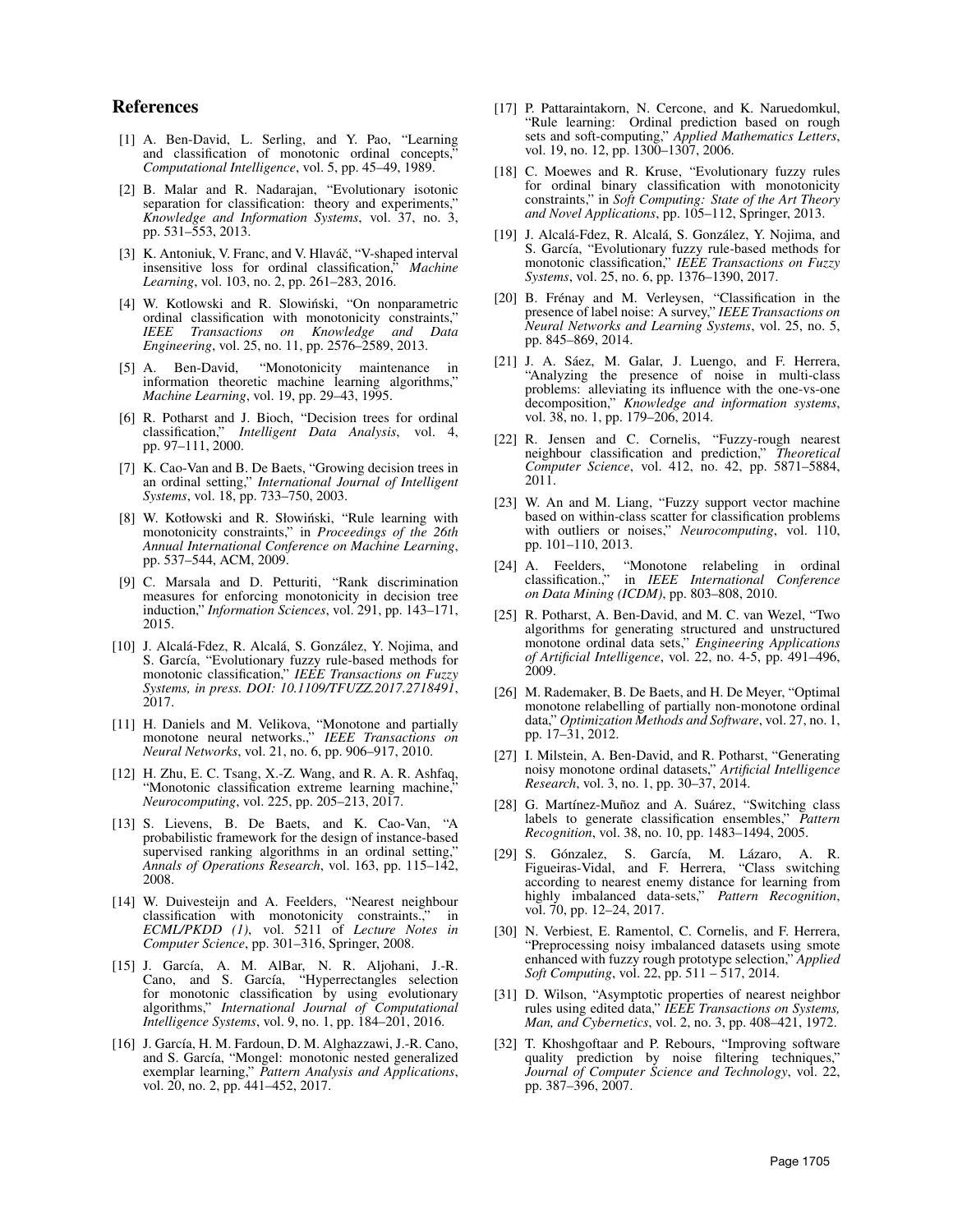## References

[1] A. Ben-David, L. Serling, and Y. Pao, "Learning and classification of monotonic ordinal concepts," *Computational Intelligence*, vol. 5, pp. 45–49, 1989.

[2] B. Malar and R. Nadarajan, "Evolutionary isotonic separation for classification: theory and experiments," *Knowledge and Information Systems*, vol. 37, no. 3, pp. 531–553, 2013.

[3] K. Antoniuk, V. Franc, and V. Hlaváč, "V-shaped interval insensitive loss for ordinal classification," *Machine Learning*, vol. 103, no. 2, pp. 261–283, 2016.

[4] W. Kotlowski and R. Slowiński, "On nonparametric ordinal classification with monotonicity constraints," *IEEE Transactions on Knowledge and Data Engineering*, vol. 25, no. 11, pp. 2576–2589, 2013.

[5] A. Ben-David, "Monotonicity maintenance in information theoretic machine learning algorithms," *Machine Learning*, vol. 19, pp. 29–43, 1995.

[6] R. Potharst and J. Bioch, "Decision trees for ordinal classification," *Intelligent Data Analysis*, vol. 4, pp. 97–111, 2000.

[7] K. Cao-Van and B. De Baets, "Growing decision trees in an ordinal setting," *International Journal of Intelligent Systems*, vol. 18, pp. 733–750, 2003.

[8] W. Kotłowski and R. Słowiński, "Rule learning with monotonicity constraints," in *Proceedings of the 26th Annual International Conference on Machine Learning*, pp. 537–544, ACM, 2009.

[9] C. Marsala and D. Petturiti, "Rank discrimination measures for enforcing monotonicity in decision tree induction," *Information Sciences*, vol. 291, pp. 143–171, 2015.

[10] J. Alcalá-Fdez, R. Alcalá, S. González, Y. Nojima, and S. García, "Evolutionary fuzzy rule-based methods for monotonic classification," *IEEE Transactions on Fuzzy Systems, in press. DOI: 10.1109/TFUZZ.2017.2718491*, 2017.

[11] H. Daniels and M. Velikova, "Monotone and partially monotone neural networks.," *IEEE Transactions on Neural Networks*, vol. 21, no. 6, pp. 906–917, 2010.

[12] H. Zhu, E. C. Tsang, X.-Z. Wang, and R. A. R. Ashfaq, "Monotonic classification extreme learning machine," *Neurocomputing*, vol. 225, pp. 205–213, 2017.

[13] S. Lievens, B. De Baets, and K. Cao-Van, "A probabilistic framework for the design of instance-based supervised ranking algorithms in an ordinal setting," *Annals of Operations Research*, vol. 163, pp. 115–142, 2008.

[14] W. Duivesteijn and A. Feelders, "Nearest neighbour classification with monotonicity constraints.," in *ECML/PKDD (1)*, vol. 5211 of *Lecture Notes in Computer Science*, pp. 301–316, Springer, 2008.

[15] J. García, A. M. AlBar, N. R. Aljohani, J.-R. Cano, and S. García, "Hyperrectangles selection for monotonic classification by using evolutionary algorithms," *International Journal of Computational Intelligence Systems*, vol. 9, no. 1, pp. 184–201, 2016.

[16] J. García, H. M. Fardoun, D. M. Alghazzawi, J.-R. Cano, and S. García, "Mongel: monotonic nested generalized exemplar learning," *Pattern Analysis and Applications*, vol. 20, no. 2, pp. 441–452, 2017.

[17] P. Pattaraintakorn, N. Cercone, and K. Naruedomkul, "Rule learning: Ordinal prediction based on rough sets and soft-computing," *Applied Mathematics Letters*, vol. 19, no. 12, pp. 1300–1307, 2006.

[18] C. Moewes and R. Kruse, "Evolutionary fuzzy rules for ordinal binary classification with monotonicity constraints," in *Soft Computing: State of the Art Theory and Novel Applications*, pp. 105–112, Springer, 2013.

[19] J. Alcalá-Fdez, R. Alcalá, S. González, Y. Nojima, and S. García, "Evolutionary fuzzy rule-based methods for monotonic classification," *IEEE Transactions on Fuzzy Systems*, vol. 25, no. 6, pp. 1376–1390, 2017.

[20] B. Frénay and M. Verleysen, "Classification in the presence of label noise: A survey," *IEEE Transactions on Neural Networks and Learning Systems*, vol. 25, no. 5, pp. 845–869, 2014.

[21] J. A. Sáez, M. Galar, J. Luengo, and F. Herrera, "Analyzing the presence of noise in multi-class problems: alleviating its influence with the one-vs-one decomposition," *Knowledge and information systems*, vol. 38, no. 1, pp. 179–206, 2014.

[22] R. Jensen and C. Cornelis, "Fuzzy-rough nearest neighbour classification and prediction," *Theoretical Computer Science*, vol. 412, no. 42, pp. 5871–5884, 2011.

[23] W. An and M. Liang, "Fuzzy support vector machine based on within-class scatter for classification problems with outliers or noises," *Neurocomputing*, vol. 110, pp. 101–110, 2013.

[24] A. Feelders, "Monotone relabeling in ordinal classification.," in *IEEE International Conference on Data Mining (ICDM)*, pp. 803–808, 2010.

[25] R. Potharst, A. Ben-David, and M. C. van Wezel, "Two algorithms for generating structured and unstructured monotone ordinal data sets," *Engineering Applications of Artificial Intelligence*, vol. 22, no. 4-5, pp. 491–496, 2009.

[26] M. Rademaker, B. De Baets, and H. De Meyer, "Optimal monotone relabelling of partially non-monotone ordinal data," *Optimization Methods and Software*, vol. 27, no. 1, pp. 17–31, 2012.

[27] I. Milstein, A. Ben-David, and R. Potharst, "Generating noisy monotone ordinal datasets," *Artificial Intelligence Research*, vol. 3, no. 1, pp. 30–37, 2014.

[28] G. Martínez-Muñoz and A. Suárez, "Switching class labels to generate classification ensembles," *Pattern Recognition*, vol. 38, no. 10, pp. 1483–1494, 2005.

[29] S. Gónzalez, S. García, M. Lázaro, A. R. Figueiras-Vidal, and F. Herrera, "Class switching according to nearest enemy distance for learning from highly imbalanced data-sets," *Pattern Recognition*, vol. 70, pp. 12–24, 2017.

[30] N. Verbiest, E. Ramentol, C. Cornelis, and F. Herrera, "Preprocessing noisy imbalanced datasets using smote enhanced with fuzzy rough prototype selection," *Applied Soft Computing*, vol. 22, pp. 511 – 517, 2014.

[31] D. Wilson, "Asymptotic properties of nearest neighbor rules using edited data," *IEEE Transactions on Systems, Man, and Cybernetics*, vol. 2, no. 3, pp. 408–421, 1972.

[32] T. Khoshgoftaar and P. Rebours, "Improving software quality prediction by noise filtering techniques," *Journal of Computer Science and Technology*, vol. 22, pp. 387–396, 2007.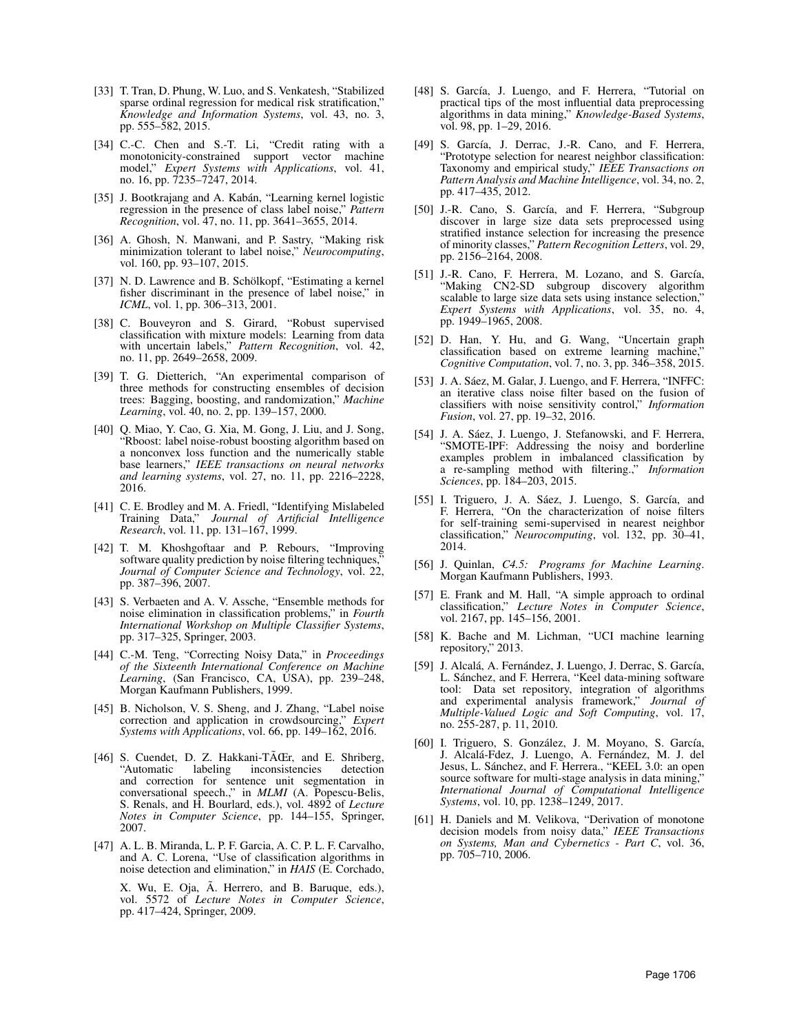[33] T. Tran, D. Phung, W. Luo, and S. Venkatesh, "Stabilized sparse ordinal regression for medical risk stratification," *Knowledge and Information Systems*, vol. 43, no. 3, pp. 555–582, 2015.

[34] C.-C. Chen and S.-T. Li, "Credit rating with a monotonicity-constrained support vector machine model," *Expert Systems with Applications*, vol. 41, no. 16, pp. 7235–7247, 2014.

[35] J. Bootkrajang and A. Kabán, "Learning kernel logistic regression in the presence of class label noise," *Pattern Recognition*, vol. 47, no. 11, pp. 3641–3655, 2014.

[36] A. Ghosh, N. Manwani, and P. Sastry, "Making risk minimization tolerant to label noise," *Neurocomputing*, vol. 160, pp. 93–107, 2015.

[37] N. D. Lawrence and B. Schölkopf, "Estimating a kernel fisher discriminant in the presence of label noise," in *ICML*, vol. 1, pp. 306–313, 2001.

[38] C. Bouveyron and S. Girard, "Robust supervised classification with mixture models: Learning from data with uncertain labels," *Pattern Recognition*, vol. 42, no. 11, pp. 2649–2658, 2009.

[39] T. G. Dietterich, "An experimental comparison of three methods for constructing ensembles of decision trees: Bagging, boosting, and randomization," *Machine Learning*, vol. 40, no. 2, pp. 139–157, 2000.

[40] Q. Miao, Y. Cao, G. Xia, M. Gong, J. Liu, and J. Song, "Rboost: label noise-robust boosting algorithm based on a nonconvex loss function and the numerically stable base learners," *IEEE transactions on neural networks and learning systems*, vol. 27, no. 11, pp. 2216–2228, 2016.

[41] C. E. Brodley and M. A. Friedl, "Identifying Mislabeled Training Data," *Journal of Artificial Intelligence Research*, vol. 11, pp. 131–167, 1999.

[42] T. M. Khoshgoftaar and P. Rebours, "Improving software quality prediction by noise filtering techniques," *Journal of Computer Science and Technology*, vol. 22, pp. 387–396, 2007.

[43] S. Verbaeten and A. V. Assche, "Ensemble methods for noise elimination in classification problems," in *Fourth International Workshop on Multiple Classifier Systems*, pp. 317–325, Springer, 2003.

[44] C.-M. Teng, "Correcting Noisy Data," in *Proceedings of the Sixteenth International Conference on Machine Learning*, (San Francisco, CA, USA), pp. 239–248, Morgan Kaufmann Publishers, 1999.

[45] B. Nicholson, V. S. Sheng, and J. Zhang, "Label noise correction and application in crowdsourcing," *Expert Systems with Applications*, vol. 66, pp. 149–162, 2016.

[46] S. Cuendet, D. Z. Hakkani-TÃŒr, and E. Shriberg, "Automatic labeling inconsistencies detection and correction for sentence unit segmentation in conversational speech.," in *MLMI* (A. Popescu-Belis, S. Renals, and H. Bourlard, eds.), vol. 4892 of *Lecture Notes in Computer Science*, pp. 144–155, Springer, 2007.

[47] A. L. B. Miranda, L. P. F. Garcia, A. C. P. L. F. Carvalho, and A. C. Lorena, "Use of classification algorithms in noise detection and elimination," in *HAIS* (E. Corchado, X. Wu, E. Oja, Ã. Herrero, and B. Baruque, eds.), vol. 5572 of *Lecture Notes in Computer Science*, pp. 417–424, Springer, 2009.

[48] S. García, J. Luengo, and F. Herrera, "Tutorial on practical tips of the most influential data preprocessing algorithms in data mining," *Knowledge-Based Systems*, vol. 98, pp. 1–29, 2016.

[49] S. García, J. Derrac, J.-R. Cano, and F. Herrera, "Prototype selection for nearest neighbor classification: Taxonomy and empirical study," *IEEE Transactions on Pattern Analysis and Machine Intelligence*, vol. 34, no. 2, pp. 417–435, 2012.

[50] J.-R. Cano, S. García, and F. Herrera, "Subgroup discover in large size data sets preprocessed using stratified instance selection for increasing the presence of minority classes," *Pattern Recognition Letters*, vol. 29, pp. 2156–2164, 2008.

[51] J.-R. Cano, F. Herrera, M. Lozano, and S. García, "Making CN2-SD subgroup discovery algorithm scalable to large size data sets using instance selection," *Expert Systems with Applications*, vol. 35, no. 4, pp. 1949–1965, 2008.

[52] D. Han, Y. Hu, and G. Wang, "Uncertain graph classification based on extreme learning machine," *Cognitive Computation*, vol. 7, no. 3, pp. 346–358, 2015.

[53] J. A. Sáez, M. Galar, J. Luengo, and F. Herrera, "INFFC: an iterative class noise filter based on the fusion of classifiers with noise sensitivity control," *Information Fusion*, vol. 27, pp. 19–32, 2016.

[54] J. A. Sáez, J. Luengo, J. Stefanowski, and F. Herrera, "SMOTE-IPF: Addressing the noisy and borderline examples problem in imbalanced classification by a re-sampling method with filtering.," *Information Sciences*, pp. 184–203, 2015.

[55] I. Triguero, J. A. Sáez, J. Luengo, S. García, and F. Herrera, "On the characterization of noise filters for self-training semi-supervised in nearest neighbor classification," *Neurocomputing*, vol. 132, pp. 30–41, 2014.

[56] J. Quinlan, *C4.5: Programs for Machine Learning*. Morgan Kaufmann Publishers, 1993.

[57] E. Frank and M. Hall, "A simple approach to ordinal classification," *Lecture Notes in Computer Science*, vol. 2167, pp. 145–156, 2001.

[58] K. Bache and M. Lichman, "UCI machine learning repository," 2013.

[59] J. Alcalá, A. Fernández, J. Luengo, J. Derrac, S. García, L. Sánchez, and F. Herrera, "Keel data-mining software tool: Data set repository, integration of algorithms and experimental analysis framework," *Journal of Multiple-Valued Logic and Soft Computing*, vol. 17, no. 255-287, p. 11, 2010.

[60] I. Triguero, S. González, J. M. Moyano, S. García, J. Alcalá-Fdez, J. Luengo, A. Fernández, M. J. del Jesus, L. Sánchez, and F. Herrera., "KEEL 3.0: an open source software for multi-stage analysis in data mining," *International Journal of Computational Intelligence Systems*, vol. 10, pp. 1238–1249, 2017.

[61] H. Daniels and M. Velikova, "Derivation of monotone decision models from noisy data," *IEEE Transactions on Systems, Man and Cybernetics - Part C*, vol. 36, pp. 705–710, 2006.